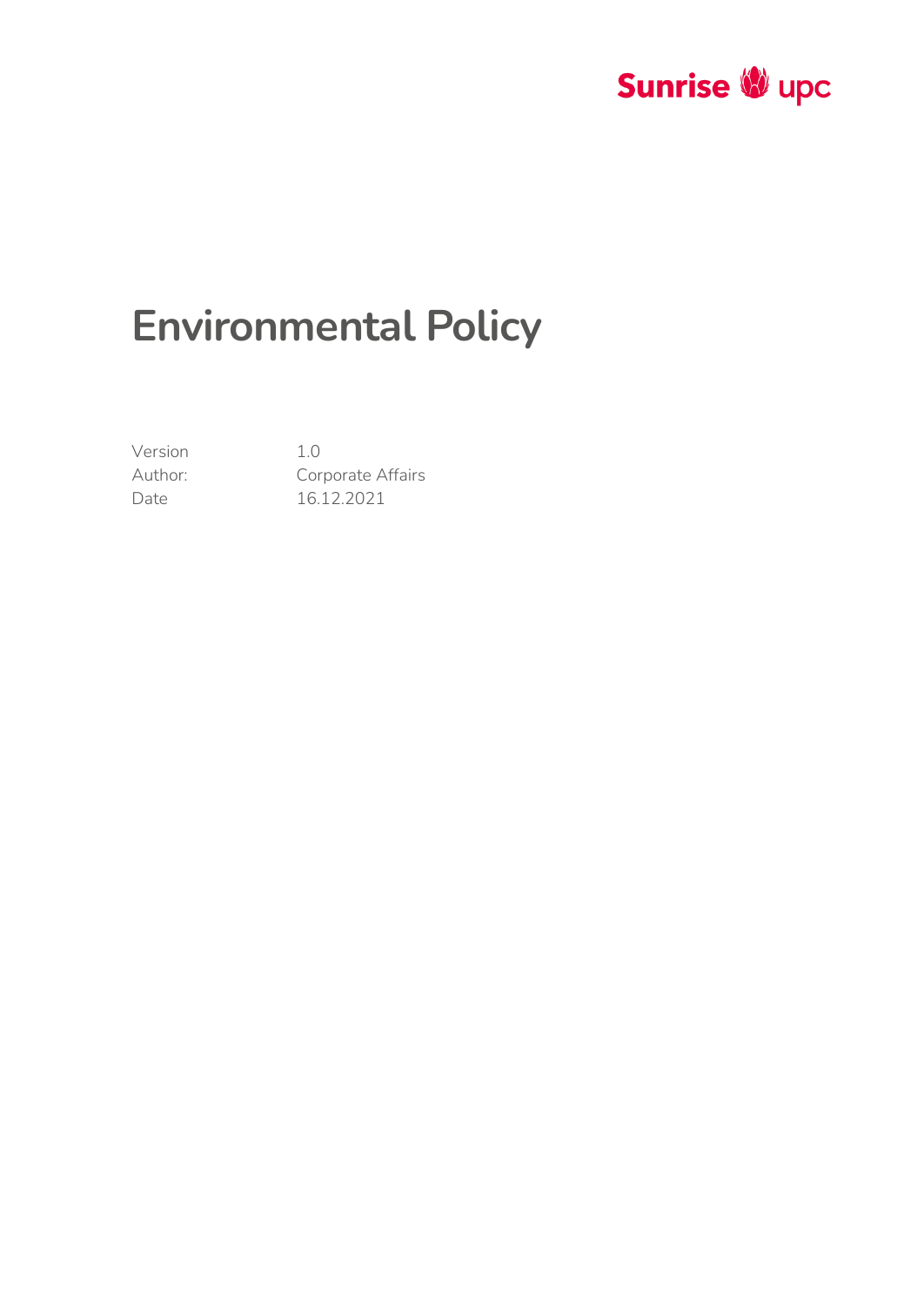Sunrise upc

# Environmental Policy

| | |
|---|---|
| Version | 1.0 |
| Author: | Corporate Affairs |
| Date | 16.12.2021 |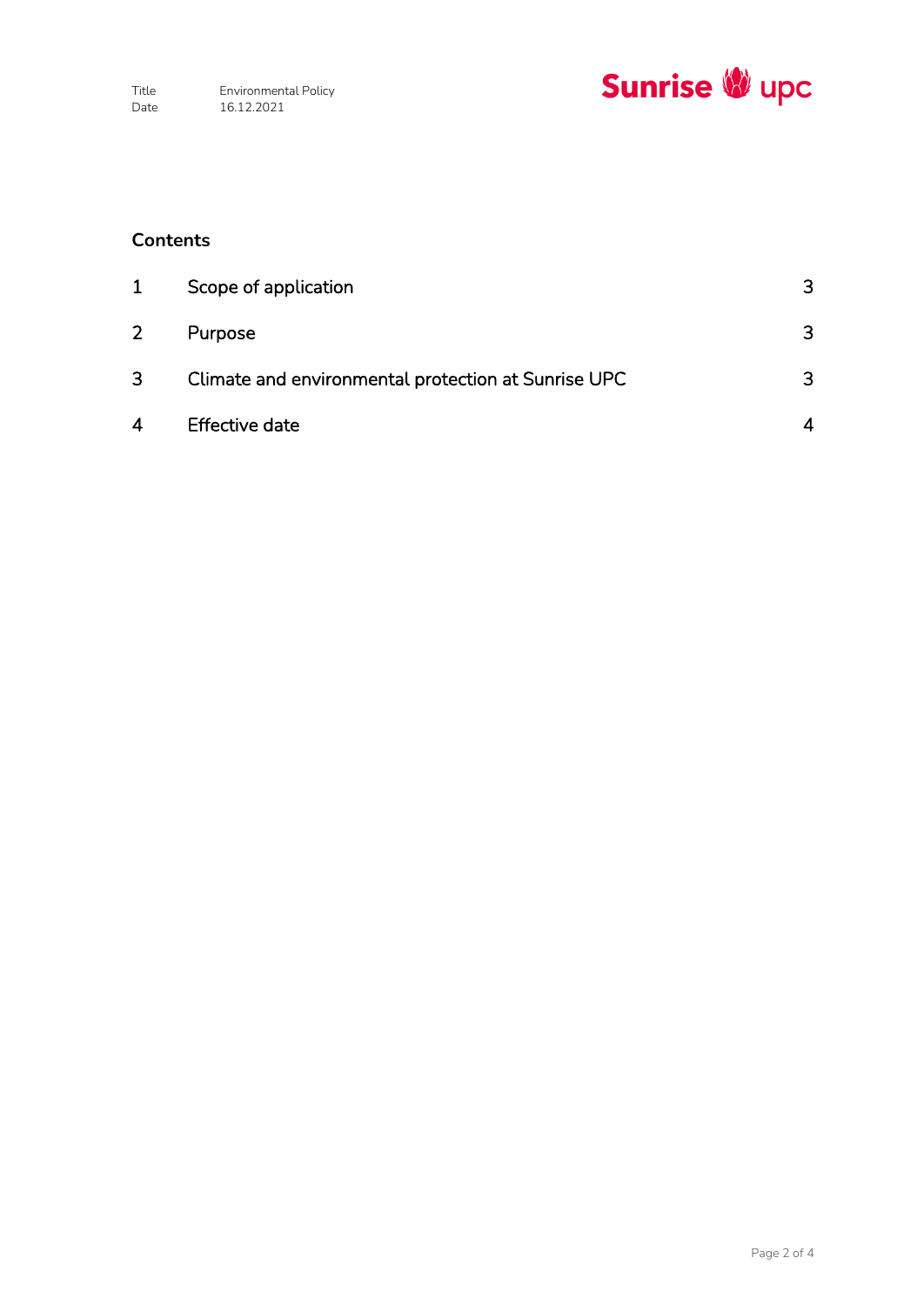## Contents

| | | |
|---|---|---|
| 1 | Scope of application | 3 |
| 2 | Purpose | 3 |
| 3 | Climate and environmental protection at Sunrise UPC | 3 |
| 4 | Effective date | 4 |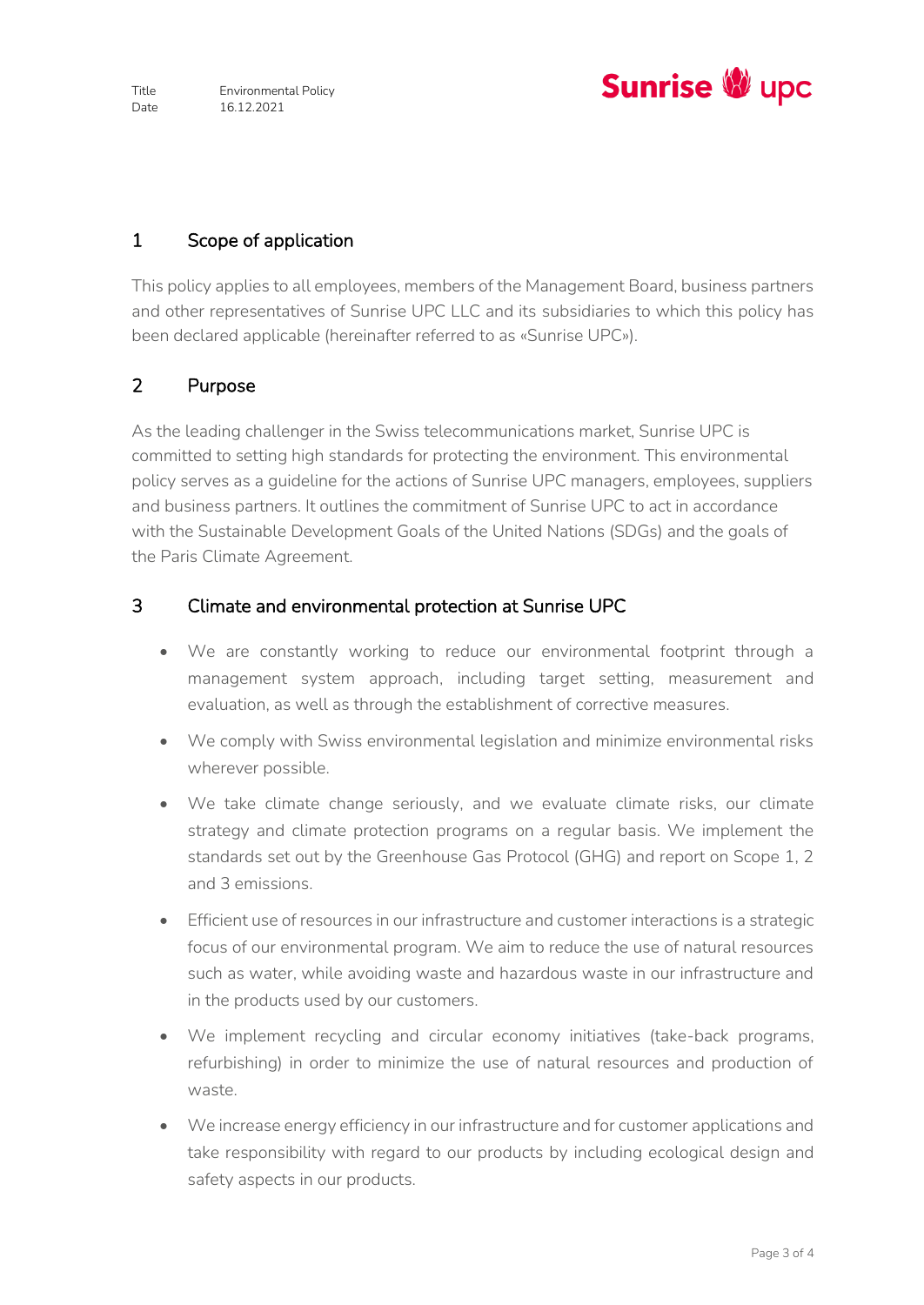## 1 Scope of application

This policy applies to all employees, members of the Management Board, business partners and other representatives of Sunrise UPC LLC and its subsidiaries to which this policy has been declared applicable (hereinafter referred to as «Sunrise UPC»).

## 2 Purpose

As the leading challenger in the Swiss telecommunications market, Sunrise UPC is committed to setting high standards for protecting the environment. This environmental policy serves as a guideline for the actions of Sunrise UPC managers, employees, suppliers and business partners. It outlines the commitment of Sunrise UPC to act in accordance with the Sustainable Development Goals of the United Nations (SDGs) and the goals of the Paris Climate Agreement.

## 3 Climate and environmental protection at Sunrise UPC

- We are constantly working to reduce our environmental footprint through a management system approach, including target setting, measurement and evaluation, as well as through the establishment of corrective measures.
- We comply with Swiss environmental legislation and minimize environmental risks wherever possible.
- We take climate change seriously, and we evaluate climate risks, our climate strategy and climate protection programs on a regular basis. We implement the standards set out by the Greenhouse Gas Protocol (GHG) and report on Scope 1, 2 and 3 emissions.
- Efficient use of resources in our infrastructure and customer interactions is a strategic focus of our environmental program. We aim to reduce the use of natural resources such as water, while avoiding waste and hazardous waste in our infrastructure and in the products used by our customers.
- We implement recycling and circular economy initiatives (take-back programs, refurbishing) in order to minimize the use of natural resources and production of waste.
- We increase energy efficiency in our infrastructure and for customer applications and take responsibility with regard to our products by including ecological design and safety aspects in our products.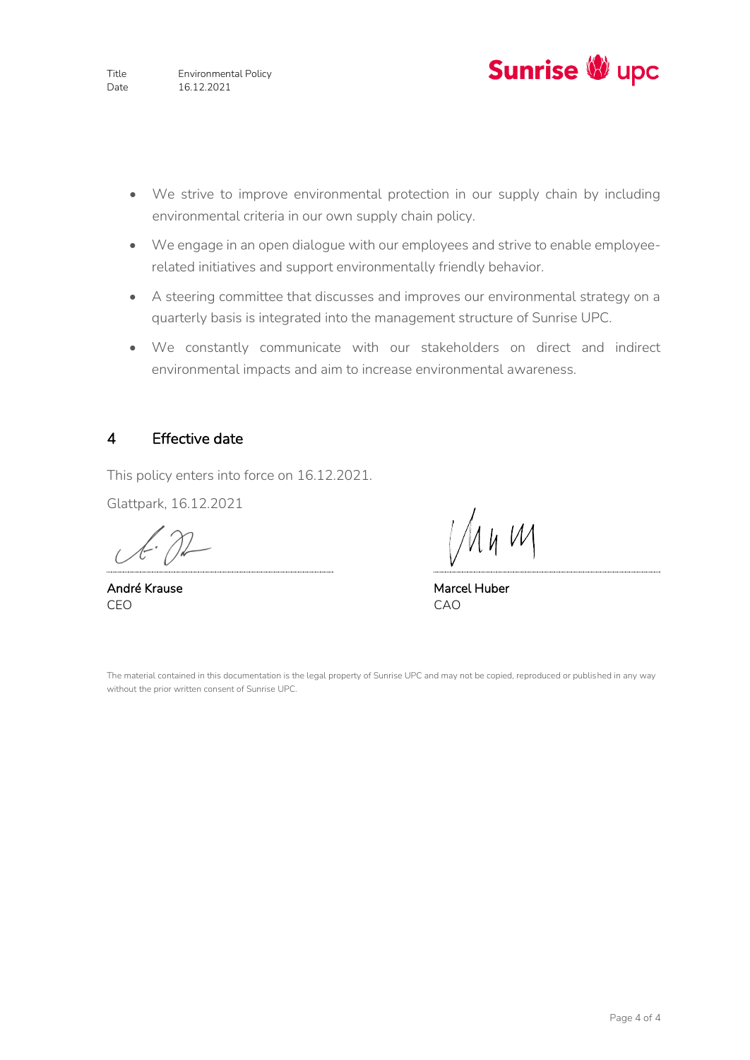- We strive to improve environmental protection in our supply chain by including environmental criteria in our own supply chain policy.
- We engage in an open dialogue with our employees and strive to enable employee-related initiatives and support environmentally friendly behavior.
- A steering committee that discusses and improves our environmental strategy on a quarterly basis is integrated into the management structure of Sunrise UPC.
- We constantly communicate with our stakeholders on direct and indirect environmental impacts and aim to increase environmental awareness.

## 4 Effective date

This policy enters into force on 16.12.2021.

Glattpark, 16.12.2021

| | |
|---|---|
| **André Krause** | **Marcel Huber** |
| CEO | CAO |

The material contained in this documentation is the legal property of Sunrise UPC and may not be copied, reproduced or published in any way without the prior written consent of Sunrise UPC.